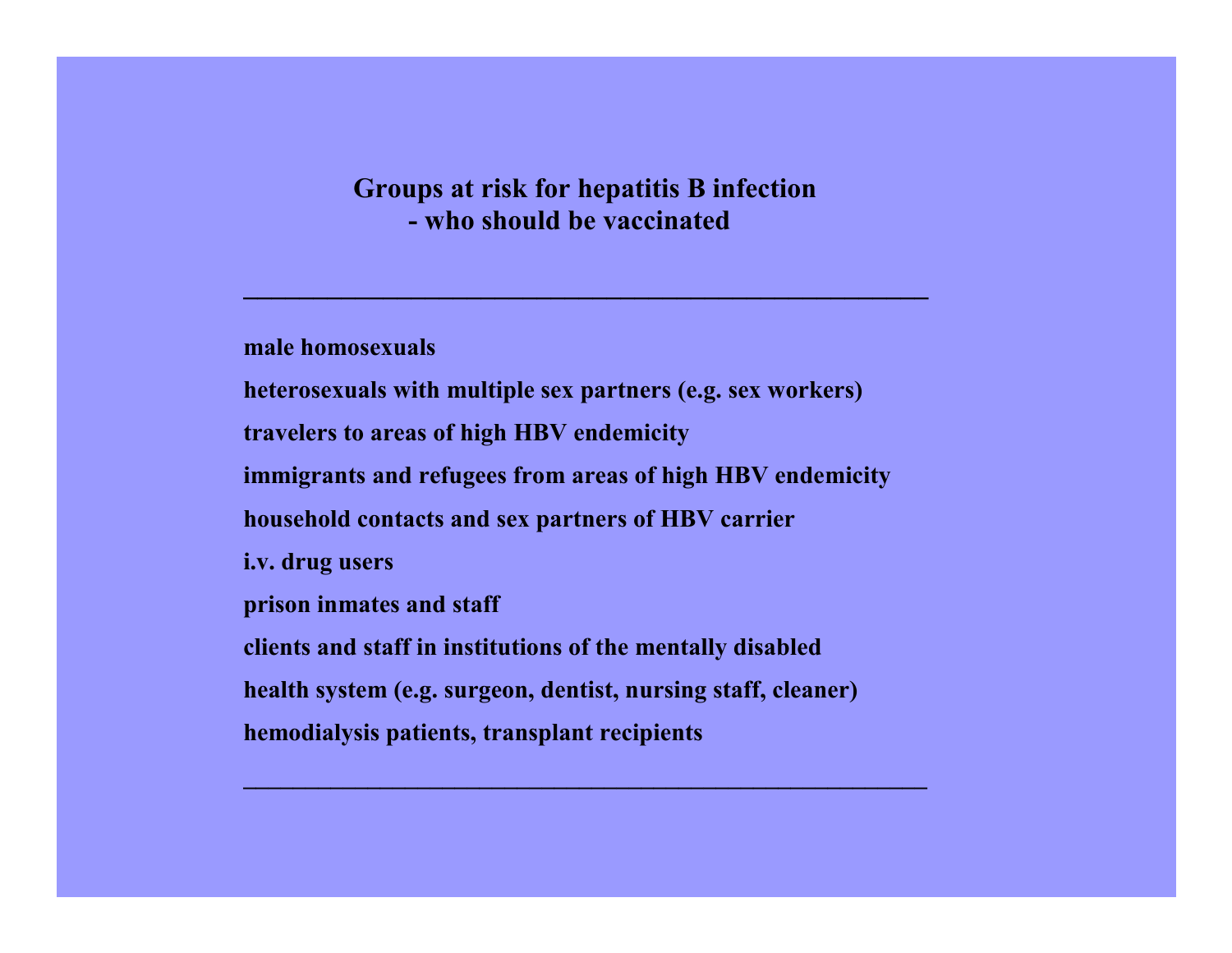# Groups at risk for hepatitis B infection - who should be vaccinated

---

- male homosexuals
- heterosexuals with multiple sex partners (e.g. sex workers)
- travelers to areas of high HBV endemicity
- immigrants and refugees from areas of high HBV endemicity
- household contacts and sex partners of HBV carrier
- i.v. drug users
- prison inmates and staff
- clients and staff in institutions of the mentally disabled
- health system (e.g. surgeon, dentist, nursing staff, cleaner)
- hemodialysis patients, transplant recipients

---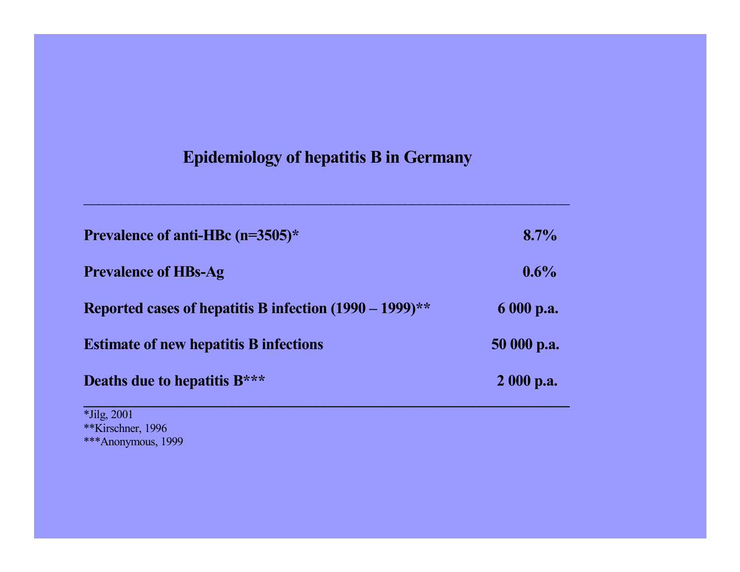## Epidemiology of hepatitis B in Germany

| | |
|---|---|
| **Prevalence of anti-HBc (n=3505)*** | **8.7%** |
| **Prevalence of HBs-Ag** | **0.6%** |
| **Reported cases of hepatitis B infection (1990 – 1999)**** | **6 000 p.a.** |
| **Estimate of new hepatitis B infections** | **50 000 p.a.** |
| **Deaths due to hepatitis B***** | **2 000 p.a.** |

*Jilg, 2001
**Kirschner, 1996
***Anonymous, 1999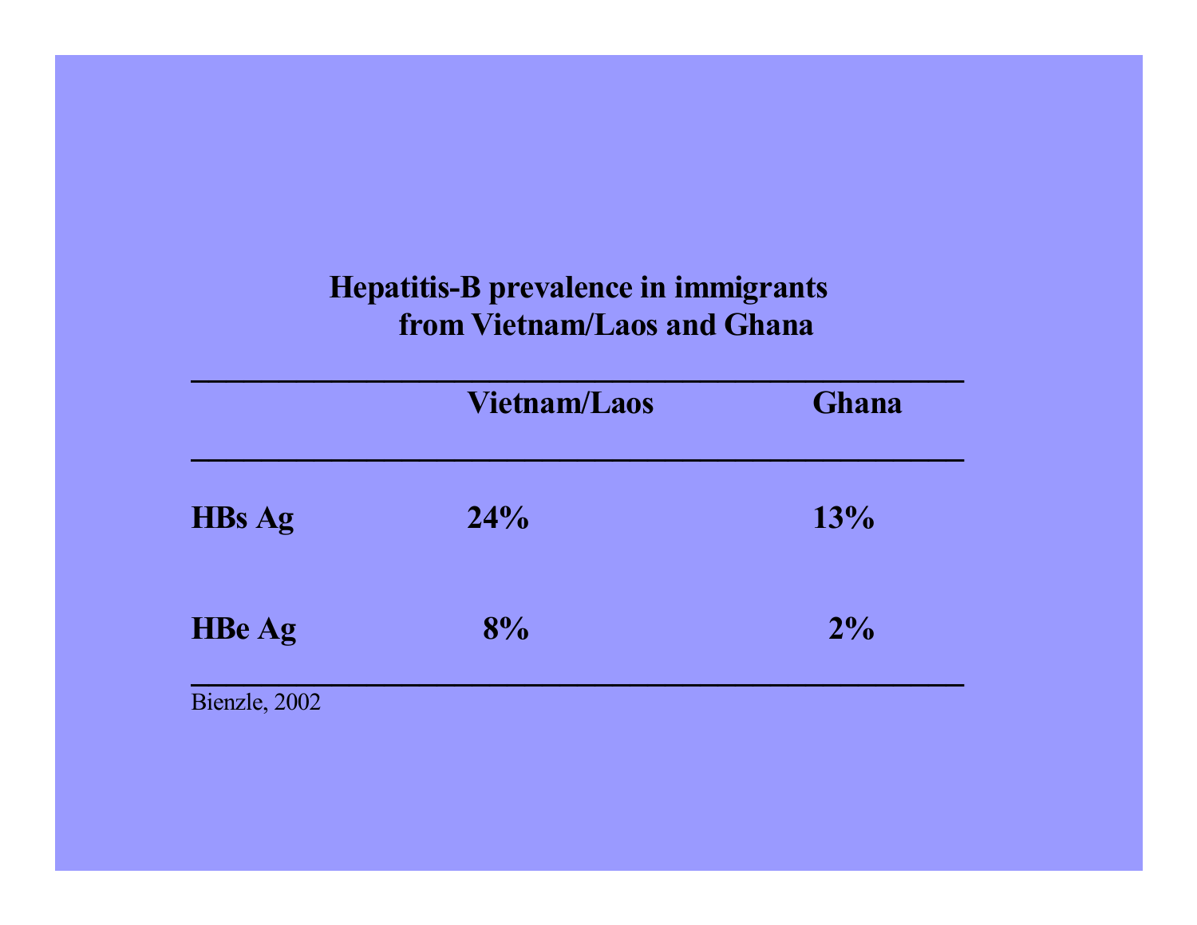## Hepatitis-B prevalence in immigrants from Vietnam/Laos and Ghana

| | Vietnam/Laos | Ghana |
|---|---|---|
| HBs Ag | 24% | 13% |
| HBe Ag | 8% | 2% |

Bienzle, 2002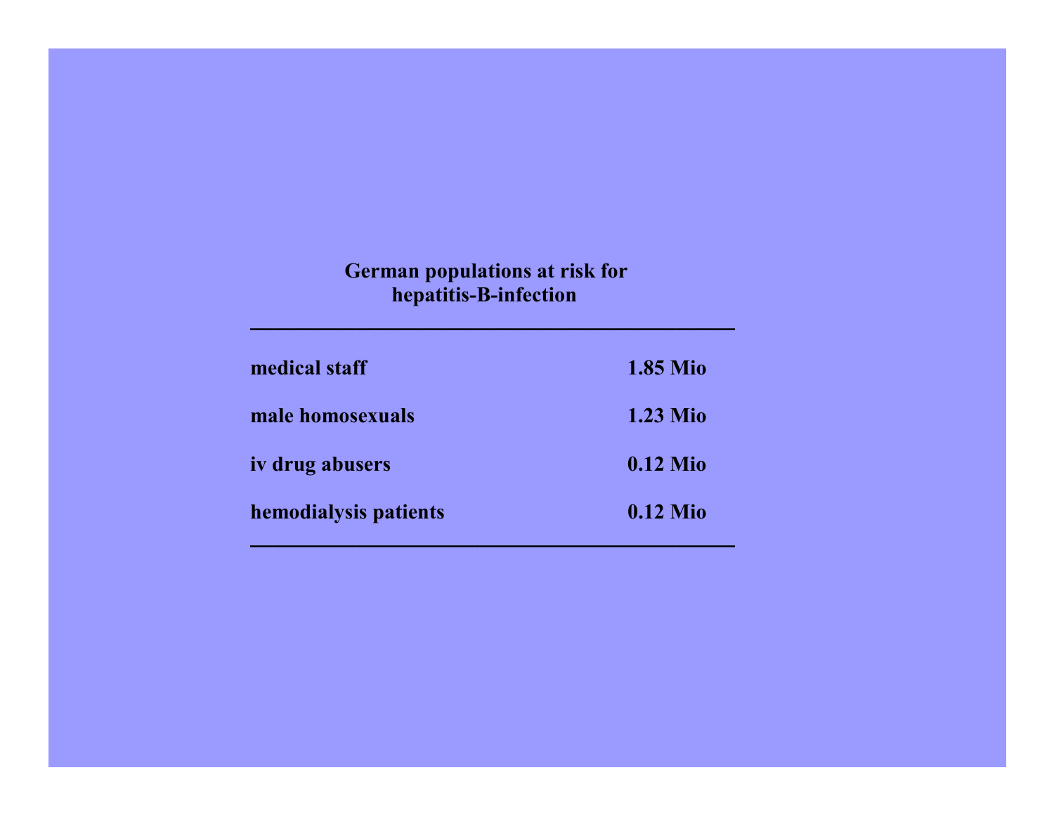**German populations at risk for hepatitis-B-infection**

| | |
|---|---|
| **medical staff** | **1.85 Mio** |
| **male homosexuals** | **1.23 Mio** |
| **iv drug abusers** | **0.12 Mio** |
| **hemodialysis patients** | **0.12 Mio** |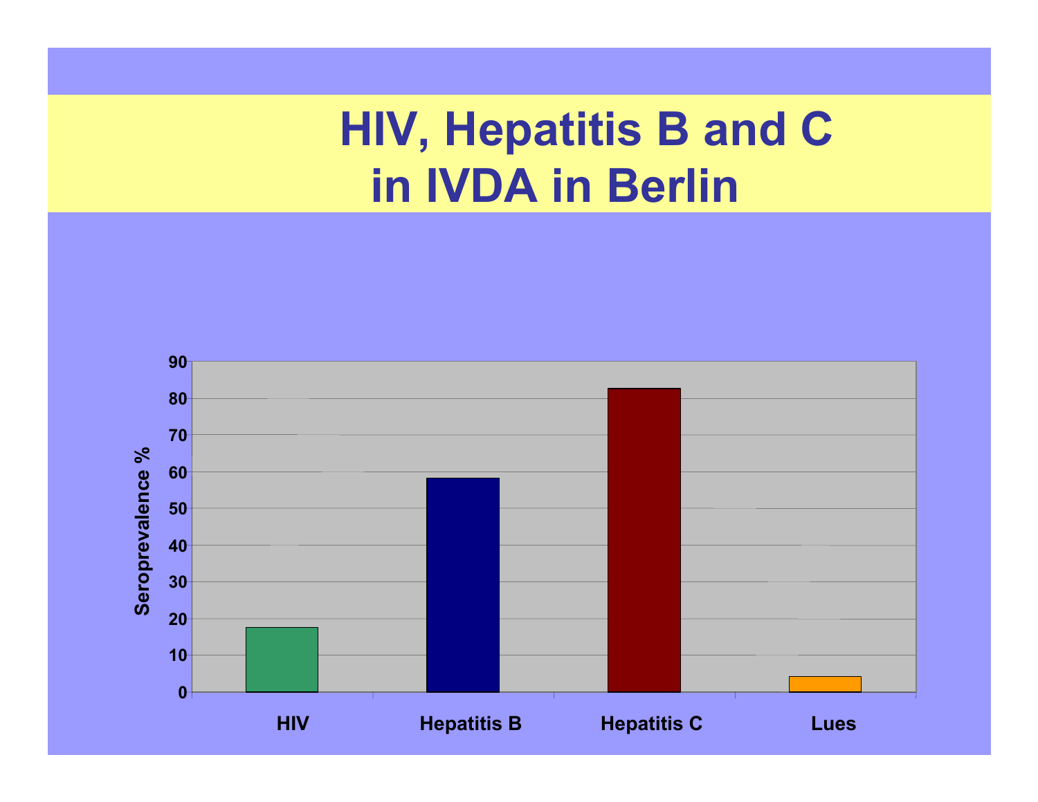# HIV, Hepatitis B and C in IVDA in Berlin

| | HIV | Hepatitis B | Hepatitis C | Lues |
|---|---|---|---|---|
| Seroprevalence % | ~17.5 | ~58 | ~82.5 | ~4 |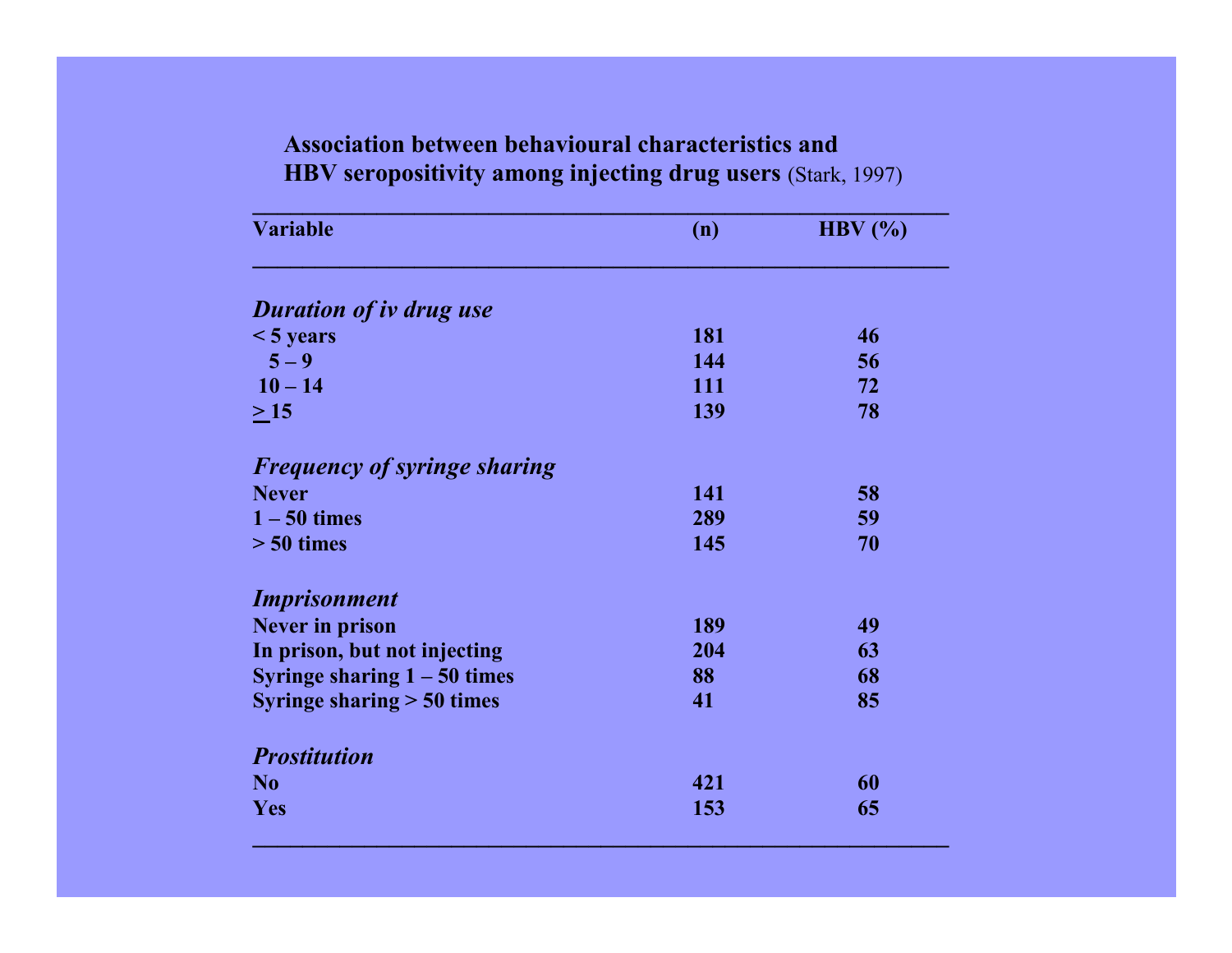**Association between behavioural characteristics and HBV seropositivity among injecting drug users** (Stark, 1997)

| Variable | (n) | HBV (%) |
|---|---|---|
| ***Duration of iv drug use*** | | |
| < 5 years | 181 | 46 |
| 5 – 9 | 144 | 56 |
| 10 – 14 | 111 | 72 |
| ≥ 15 | 139 | 78 |
| ***Frequency of syringe sharing*** | | |
| Never | 141 | 58 |
| 1 – 50 times | 289 | 59 |
| > 50 times | 145 | 70 |
| ***Imprisonment*** | | |
| Never in prison | 189 | 49 |
| In prison, but not injecting | 204 | 63 |
| Syringe sharing 1 – 50 times | 88 | 68 |
| Syringe sharing > 50 times | 41 | 85 |
| ***Prostitution*** | | |
| No | 421 | 60 |
| Yes | 153 | 65 |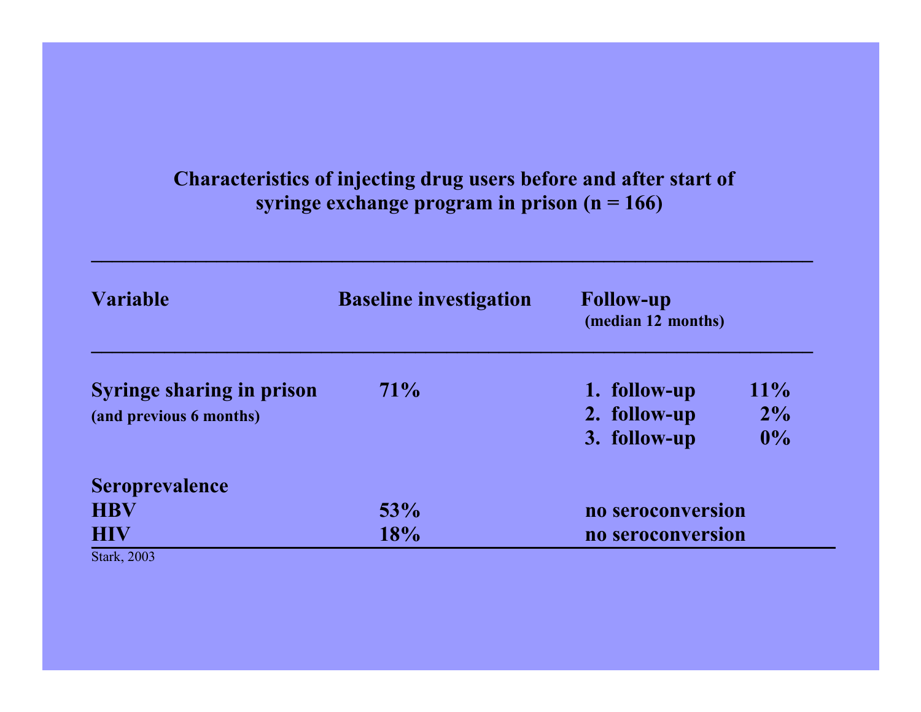**Characteristics of injecting drug users before and after start of syringe exchange program in prison (n = 166)**

| Variable | Baseline investigation | Follow-up (median 12 months) | |
|---|---|---|---|
| **Syringe sharing in prison** (and previous 6 months) | 71% | 1. follow-up | 11% |
| | | 2. follow-up | 2% |
| | | 3. follow-up | 0% |
| **Seroprevalence** | | | |
| HBV | 53% | no seroconversion | |
| HIV | 18% | no seroconversion | |

Stark, 2003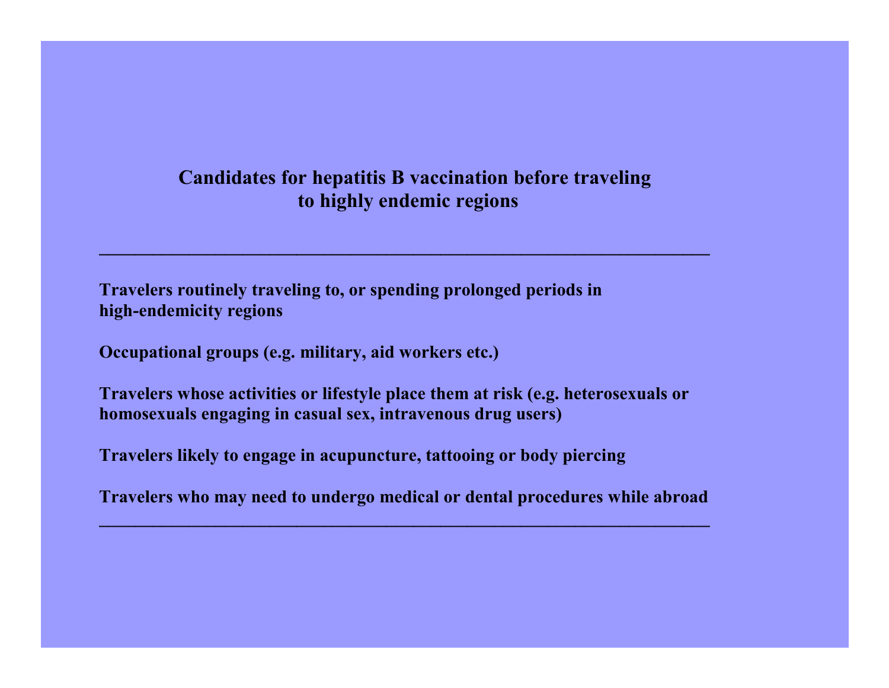## Candidates for hepatitis B vaccination before traveling to highly endemic regions

---

**Travelers routinely traveling to, or spending prolonged periods in high-endemicity regions**

**Occupational groups (e.g. military, aid workers etc.)**

**Travelers whose activities or lifestyle place them at risk (e.g. heterosexuals or homosexuals engaging in casual sex, intravenous drug users)**

**Travelers likely to engage in acupuncture, tattooing or body piercing**

**Travelers who may need to undergo medical or dental procedures while abroad**

---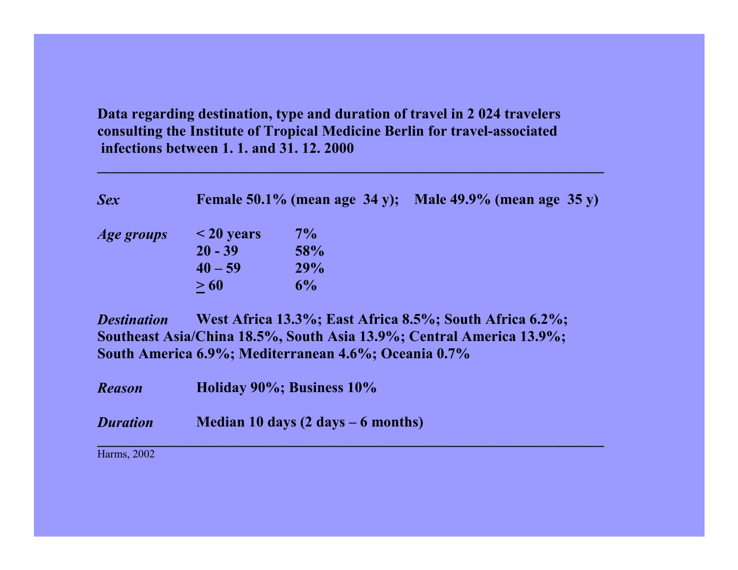**Data regarding destination, type and duration of travel in 2 024 travelers consulting the Institute of Tropical Medicine Berlin for travel-associated infections between 1. 1. and 31. 12. 2000**

---

***Sex*** **Female 50.1% (mean age 34 y); Male 49.9% (mean age 35 y)**

***Age groups***

| | |
|---|---|
| **< 20 years** | **7%** |
| **20 - 39** | **58%** |
| **40 – 59** | **29%** |
| **≥ 60** | **6%** |

***Destination*** **West Africa 13.3%; East Africa 8.5%; South Africa 6.2%; Southeast Asia/China 18.5%, South Asia 13.9%; Central America 13.9%; South America 6.9%; Mediterranean 4.6%; Oceania 0.7%**

***Reason*** **Holiday 90%; Business 10%**

***Duration*** **Median 10 days (2 days – 6 months)**

---

Harms, 2002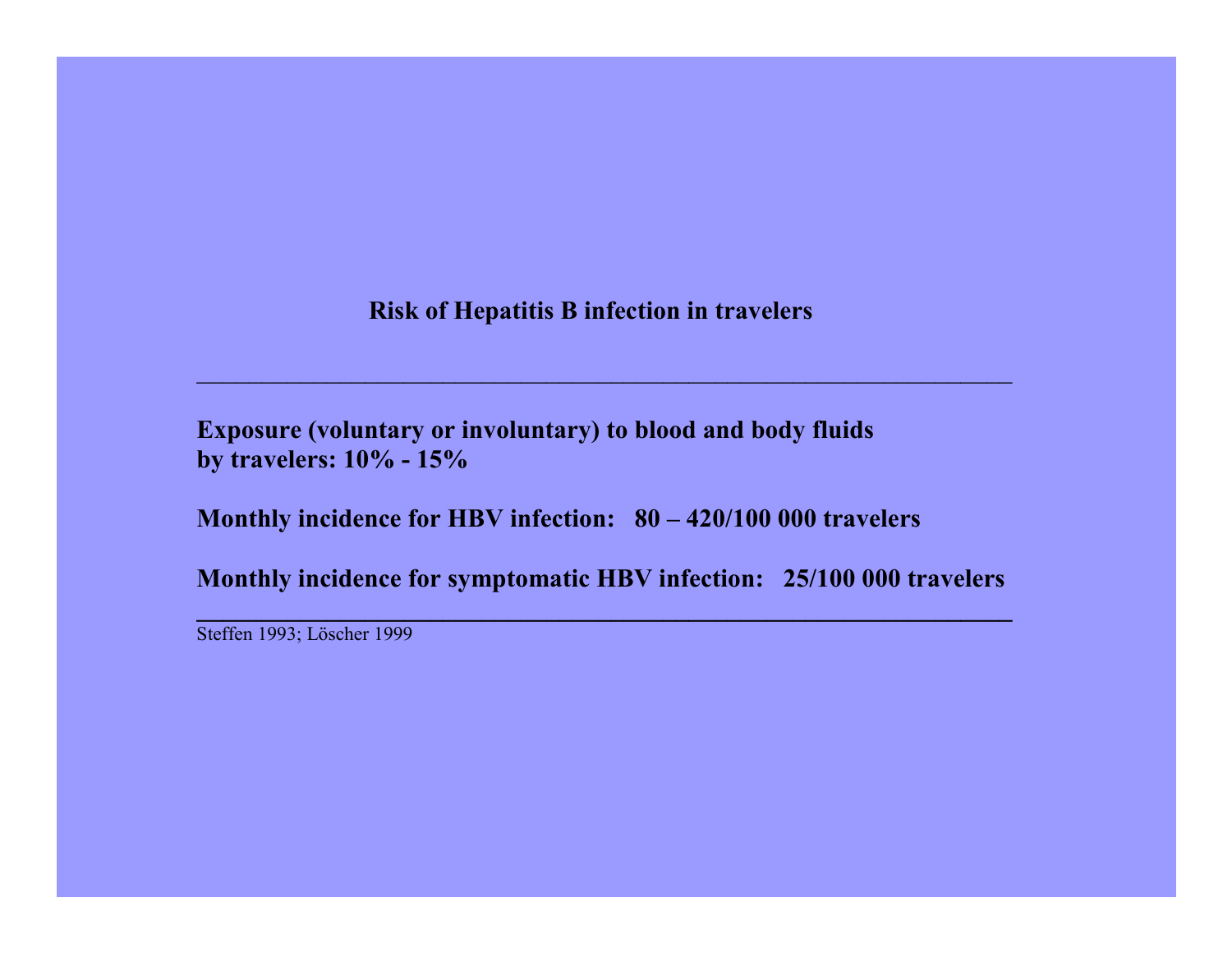**Risk of Hepatitis B infection in travelers**

---

**Exposure (voluntary or involuntary) to blood and body fluids by travelers: 10% - 15%**

**Monthly incidence for HBV infection: 80 – 420/100 000 travelers**

**Monthly incidence for symptomatic HBV infection: 25/100 000 travelers**

---

Steffen 1993; Löscher 1999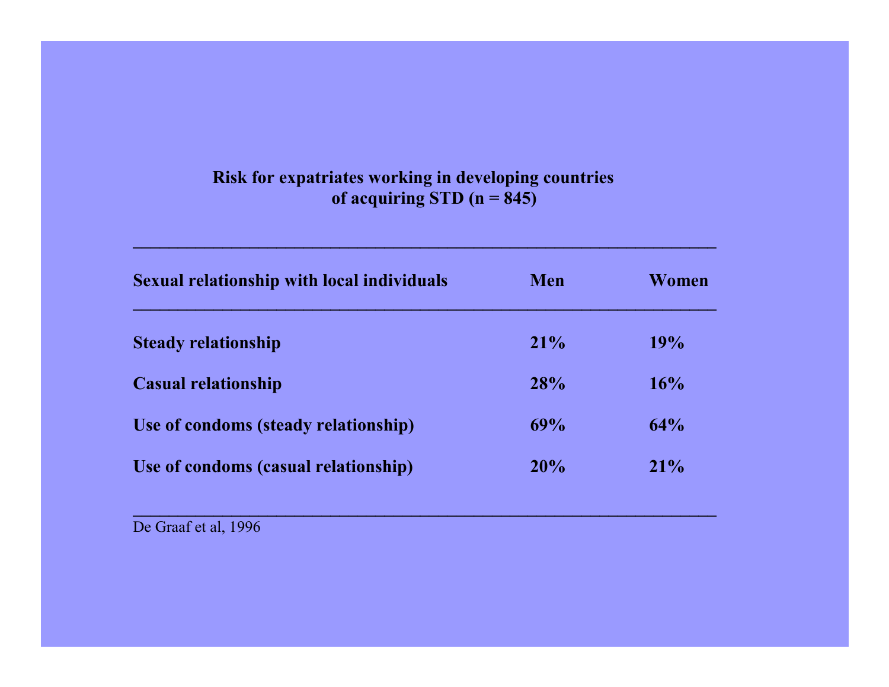**Risk for expatriates working in developing countries of acquiring STD (n = 845)**

| Sexual relationship with local individuals | Men | Women |
| --- | --- | --- |
| Steady relationship | 21% | 19% |
| Casual relationship | 28% | 16% |
| Use of condoms (steady relationship) | 69% | 64% |
| Use of condoms (casual relationship) | 20% | 21% |

De Graaf et al, 1996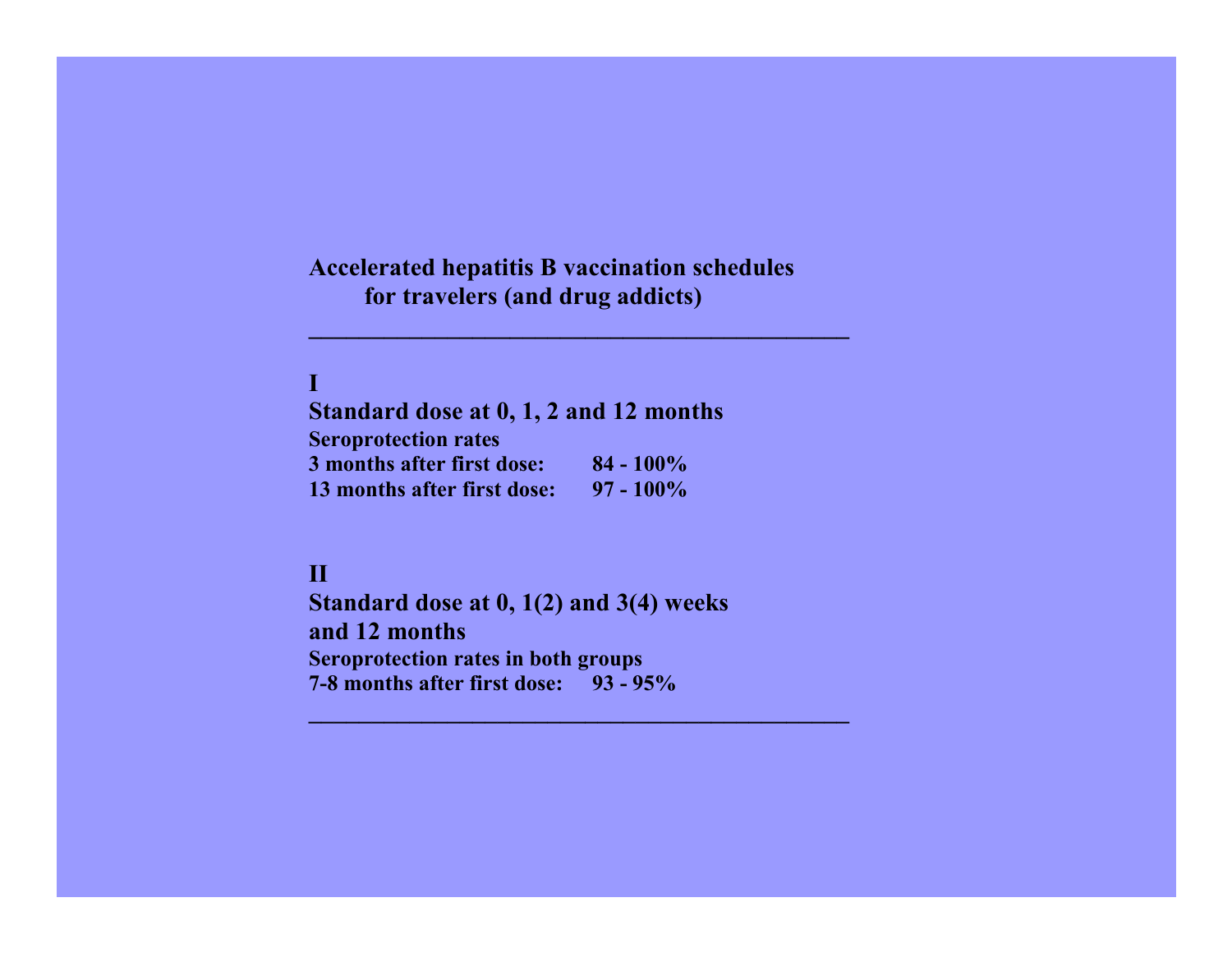## Accelerated hepatitis B vaccination schedules for travelers (and drug addicts)

---

### I

**Standard dose at 0, 1, 2 and 12 months**

**Seroprotection rates**

**3 months after first dose: 84 - 100%**

**13 months after first dose: 97 - 100%**

### II

**Standard dose at 0, 1(2) and 3(4) weeks and 12 months**

**Seroprotection rates in both groups**

**7-8 months after first dose: 93 - 95%**

---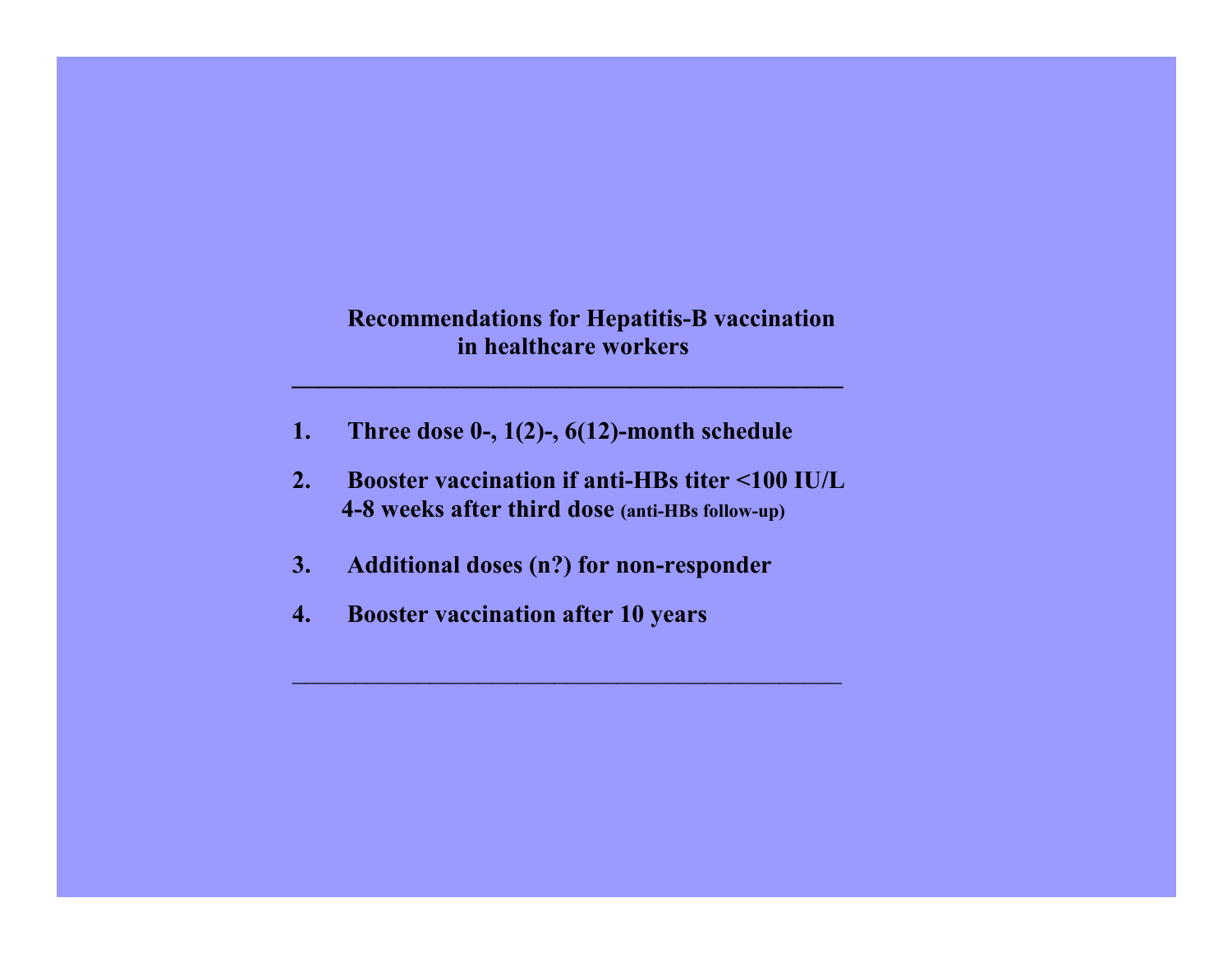## Recommendations for Hepatitis-B vaccination in healthcare workers

---

1. **Three dose 0-, 1(2)-, 6(12)-month schedule**

2. **Booster vaccination if anti-HBs titer <100 IU/L 4-8 weeks after third dose** (anti-HBs follow-up)

3. **Additional doses (n?) for non-responder**

4. **Booster vaccination after 10 years**

---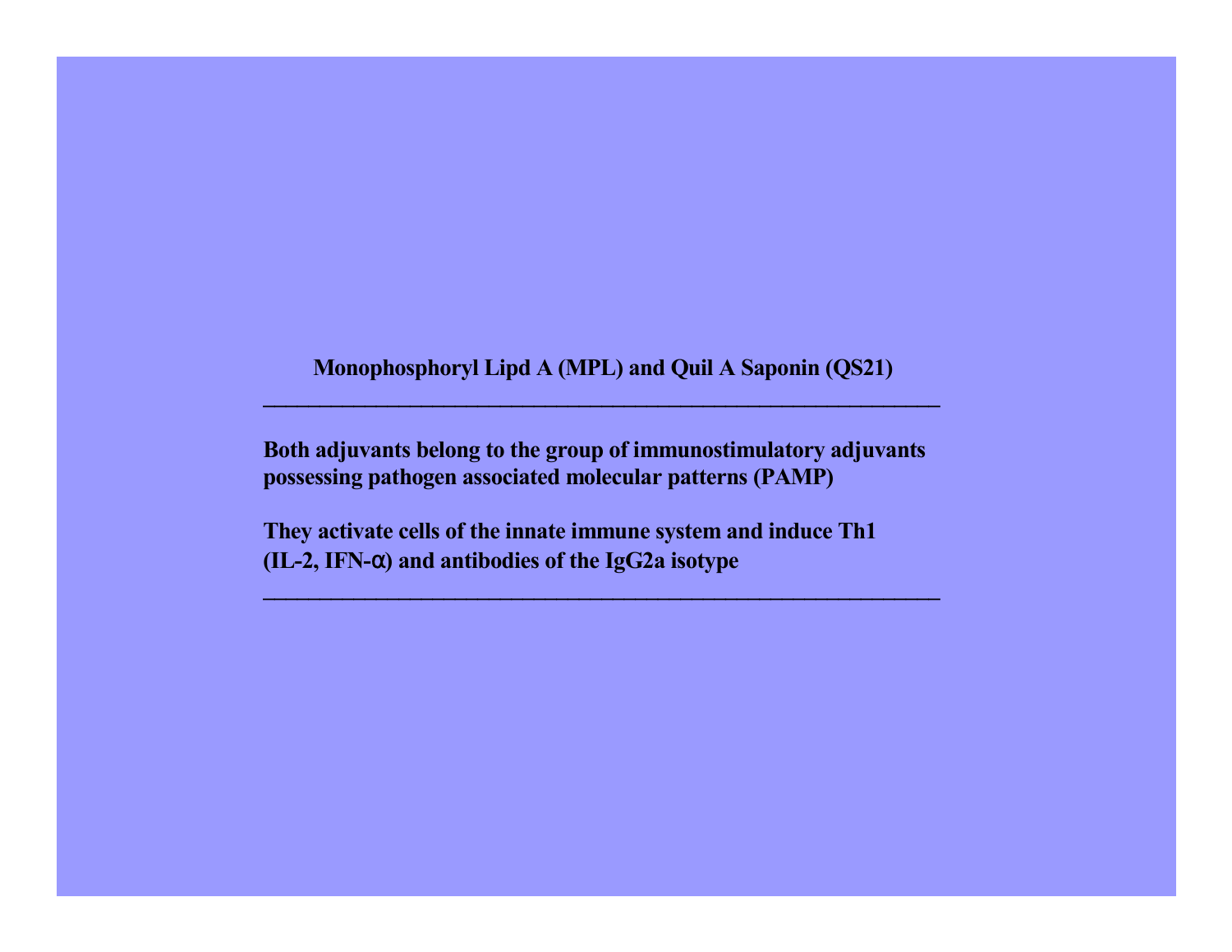**Monophosphoryl Lipd A (MPL) and Quil A Saponin (QS21)**

---

**Both adjuvants belong to the group of immunostimulatory adjuvants possessing pathogen associated molecular patterns (PAMP)**

**They activate cells of the innate immune system and induce Th1 (IL-2, IFN-α) and antibodies of the IgG2a isotype**

---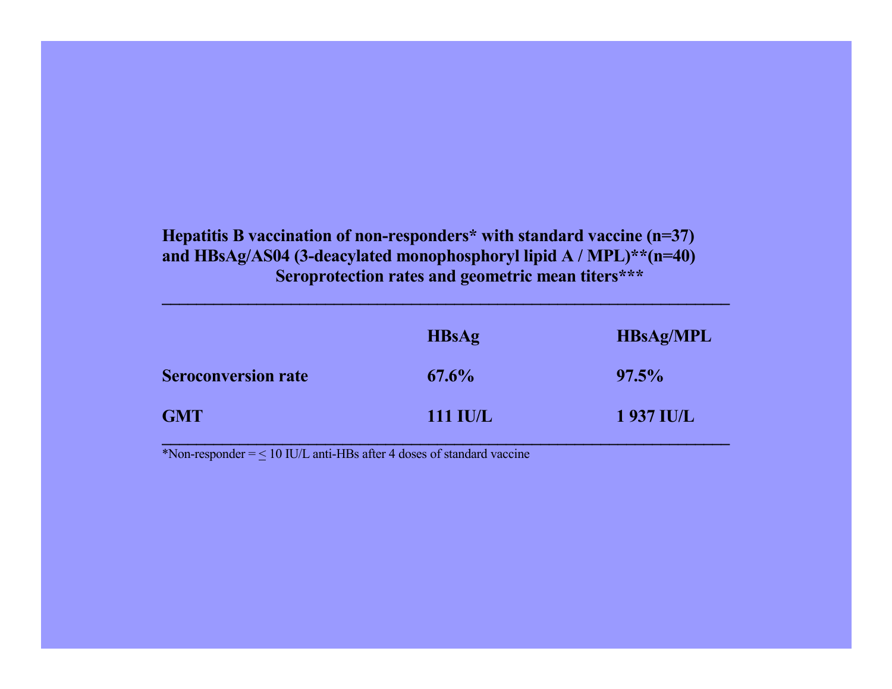**Hepatitis B vaccination of non-responders* with standard vaccine (n=37) and HBsAg/AS04 (3-deacylated monophosphoryl lipid A / MPL)**(n=40) Seroprotection rates and geometric mean titers*****

| | HBsAg | HBsAg/MPL |
|---|---|---|
| **Seroconversion rate** | **67.6%** | **97.5%** |
| **GMT** | **111 IU/L** | **1 937 IU/L** |

*Non-responder = ≤ 10 IU/L anti-HBs after 4 doses of standard vaccine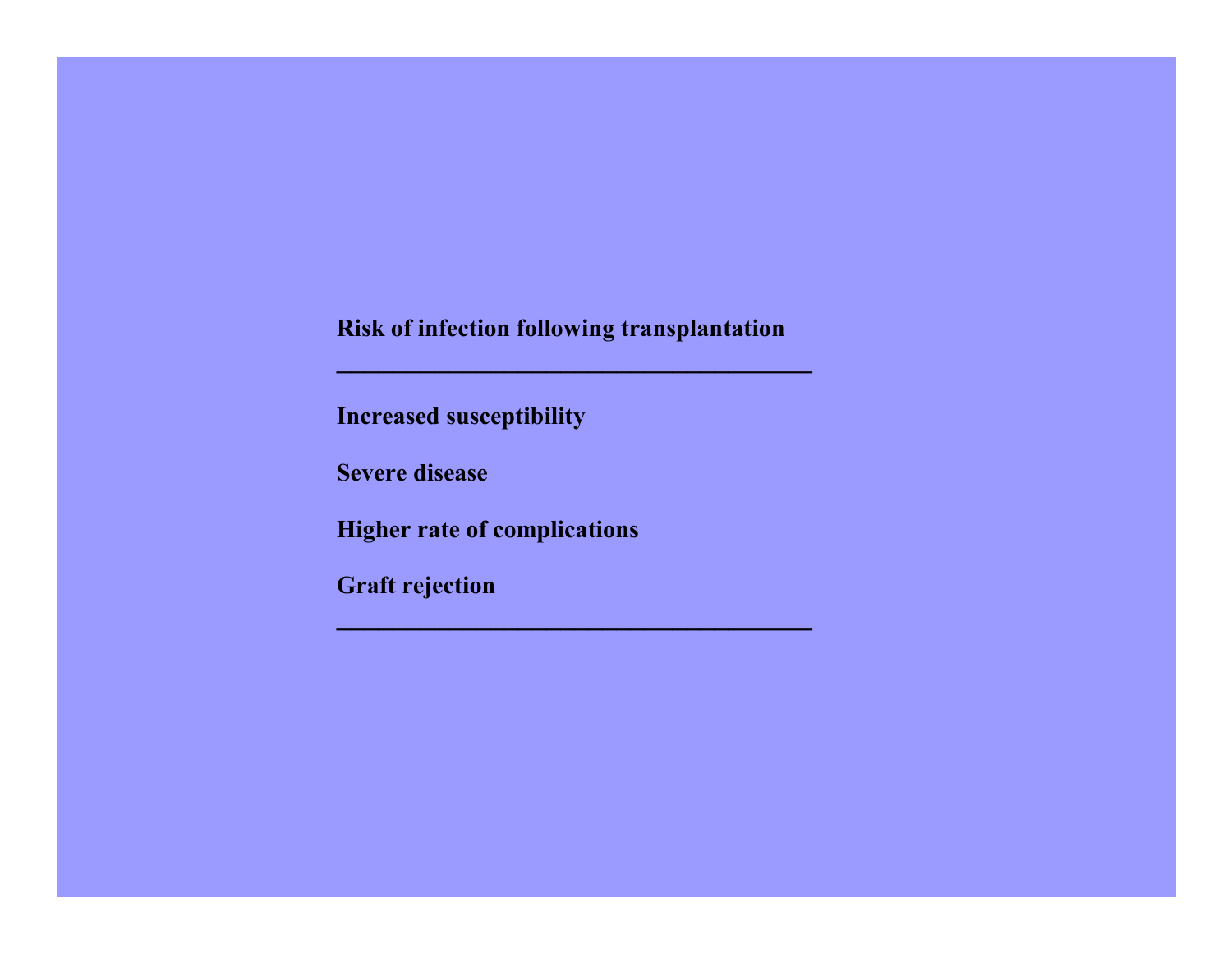**Risk of infection following transplantation**

---

**Increased susceptibility**

**Severe disease**

**Higher rate of complications**

**Graft rejection**

---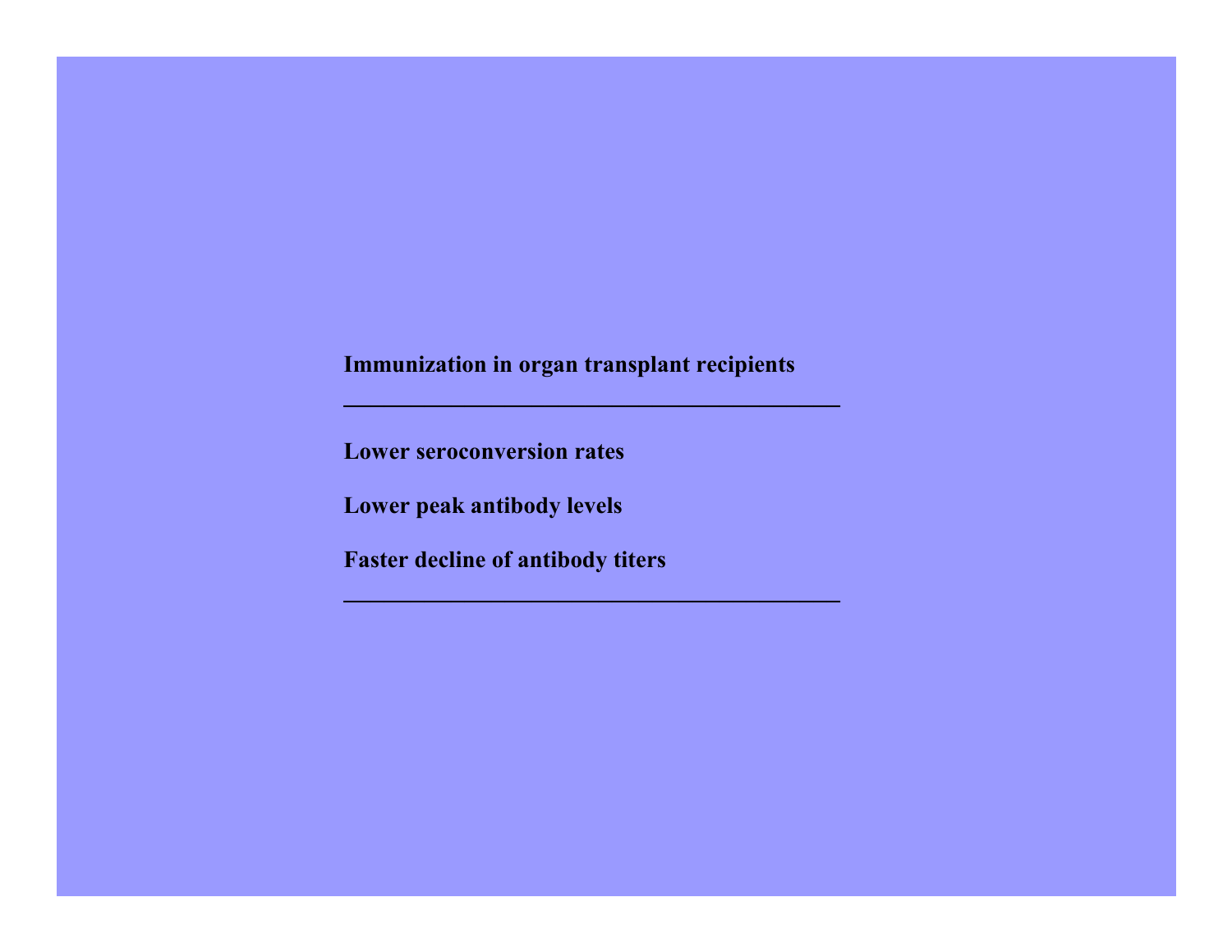**Immunization in organ transplant recipients**

---

**Lower seroconversion rates**

**Lower peak antibody levels**

**Faster decline of antibody titers**

---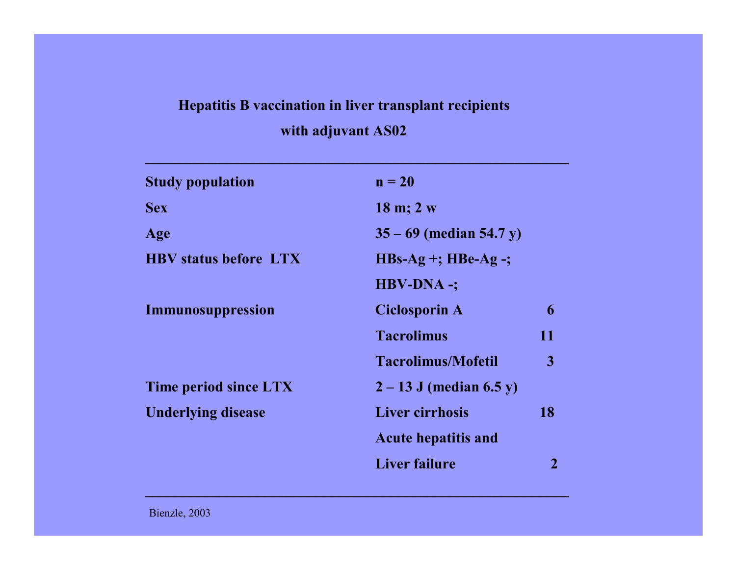## Hepatitis B vaccination in liver transplant recipients with adjuvant AS02

| | | |
|---|---|---|
| **Study population** | **n = 20** | |
| **Sex** | **18 m; 2 w** | |
| **Age** | **35 – 69 (median 54.7 y)** | |
| **HBV status before LTX** | **HBs-Ag +; HBe-Ag -;** | |
| | **HBV-DNA -;** | |
| **Immunosuppression** | **Ciclosporin A** | **6** |
| | **Tacrolimus** | **11** |
| | **Tacrolimus/Mofetil** | **3** |
| **Time period since LTX** | **2 – 13 J (median 6.5 y)** | |
| **Underlying disease** | **Liver cirrhosis** | **18** |
| | **Acute hepatitis and Liver failure** | **2** |

Bienzle, 2003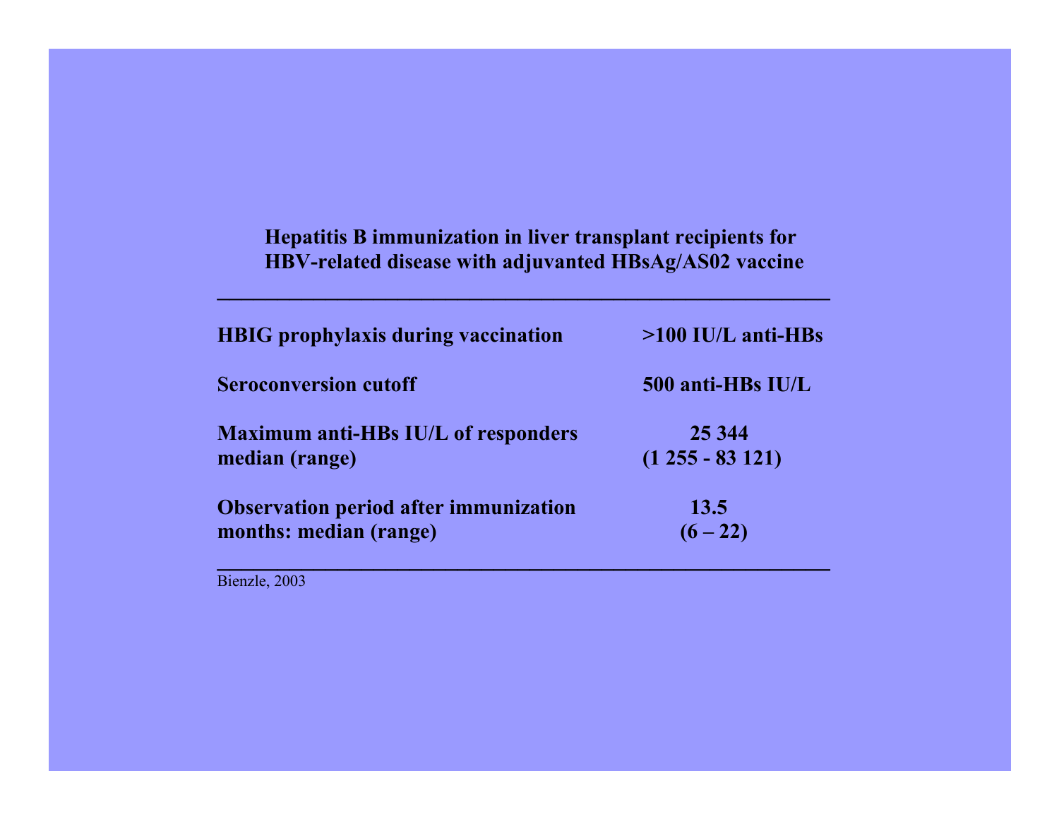**Hepatitis B immunization in liver transplant recipients for HBV-related disease with adjuvanted HBsAg/AS02 vaccine**

| | |
|---|---|
| **HBIG prophylaxis during vaccination** | **>100 IU/L anti-HBs** |
| **Seroconversion cutoff** | **500 anti-HBs IU/L** |
| **Maximum anti-HBs IU/L of responders median (range)** | **25 344 (1 255 - 83 121)** |
| **Observation period after immunization months: median (range)** | **13.5 (6 – 22)** |

Bienzle, 2003